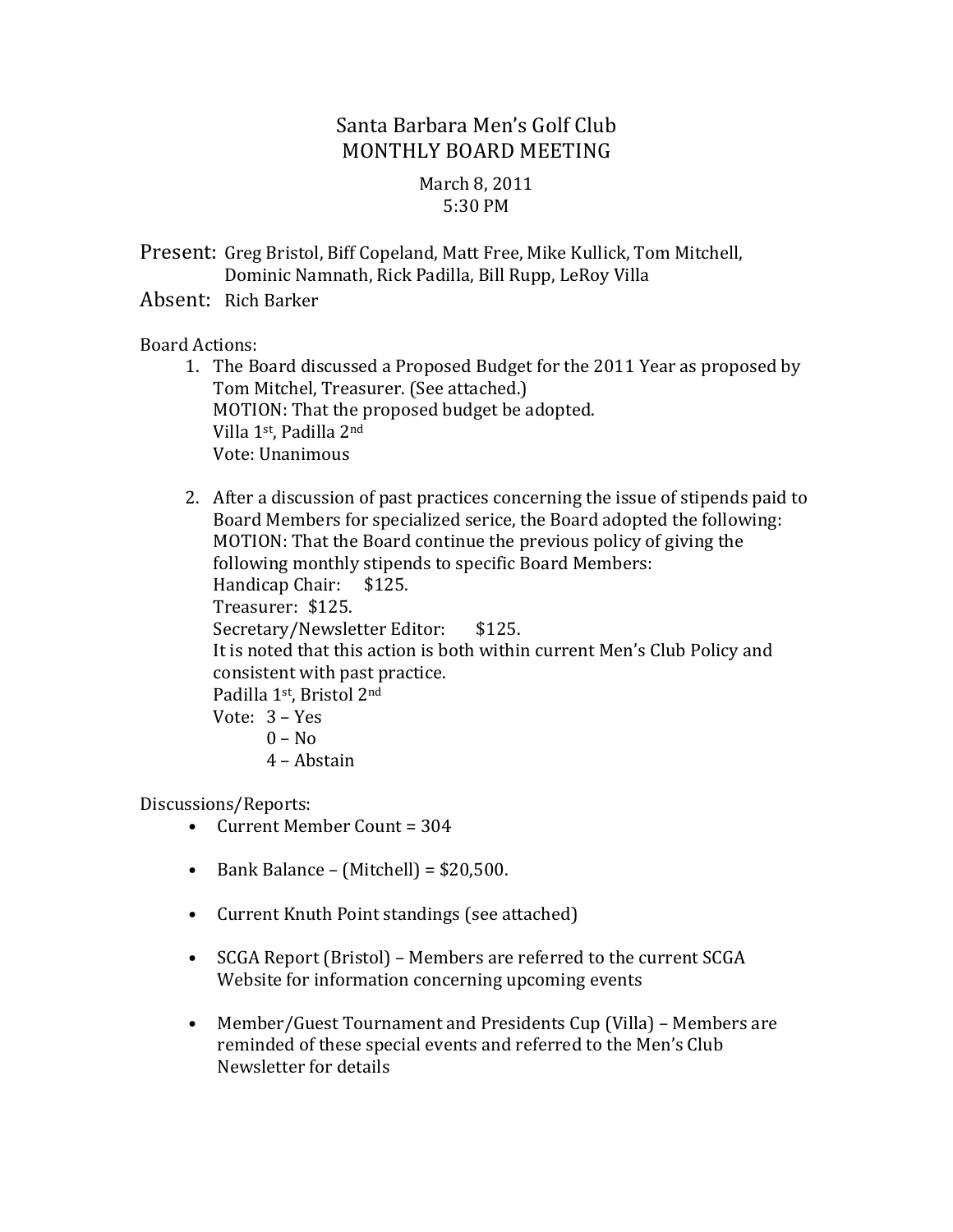# Santa Barbara Men's Golf Club
## MONTHLY BOARD MEETING

March 8, 2011
5:30 PM

**Present:** Greg Bristol, Biff Copeland, Matt Free, Mike Kullick, Tom Mitchell, Dominic Namnath, Rick Padilla, Bill Rupp, LeRoy Villa

**Absent:** Rich Barker

Board Actions:

1. The Board discussed a Proposed Budget for the 2011 Year as proposed by Tom Mitchel, Treasurer. (See attached.)
   MOTION: That the proposed budget be adopted.
   Villa 1st, Padilla 2nd
   Vote: Unanimous

2. After a discussion of past practices concerning the issue of stipends paid to Board Members for specialized serice, the Board adopted the following:
   MOTION: That the Board continue the previous policy of giving the following monthly stipends to specific Board Members:
   Handicap Chair: $125.
   Treasurer: $125.
   Secretary/Newsletter Editor: $125.
   It is noted that this action is both within current Men's Club Policy and consistent with past practice.
   Padilla 1st, Bristol 2nd
   Vote: 3 – Yes
   0 – No
   4 – Abstain

Discussions/Reports:

- Current Member Count = 304
- Bank Balance – (Mitchell) = $20,500.
- Current Knuth Point standings (see attached)
- SCGA Report (Bristol) – Members are referred to the current SCGA Website for information concerning upcoming events
- Member/Guest Tournament and Presidents Cup (Villa) – Members are reminded of these special events and referred to the Men's Club Newsletter for details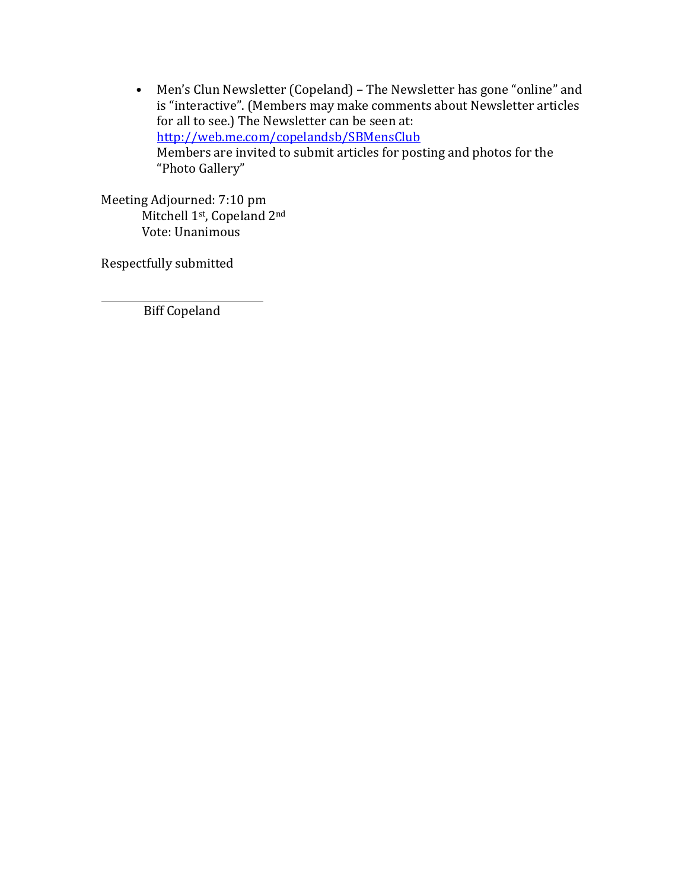- Men's Clun Newsletter (Copeland) – The Newsletter has gone "online" and is "interactive". (Members may make comments about Newsletter articles for all to see.) The Newsletter can be seen at: [http://web.me.com/copelandsb/SBMensClub](http://web.me.com/copelandsb/SBMensClub)
  Members are invited to submit articles for posting and photos for the "Photo Gallery"

Meeting Adjourned: 7:10 pm
    Mitchell 1st, Copeland 2nd
    Vote: Unanimous

Respectfully submitted

______________________________
Biff Copeland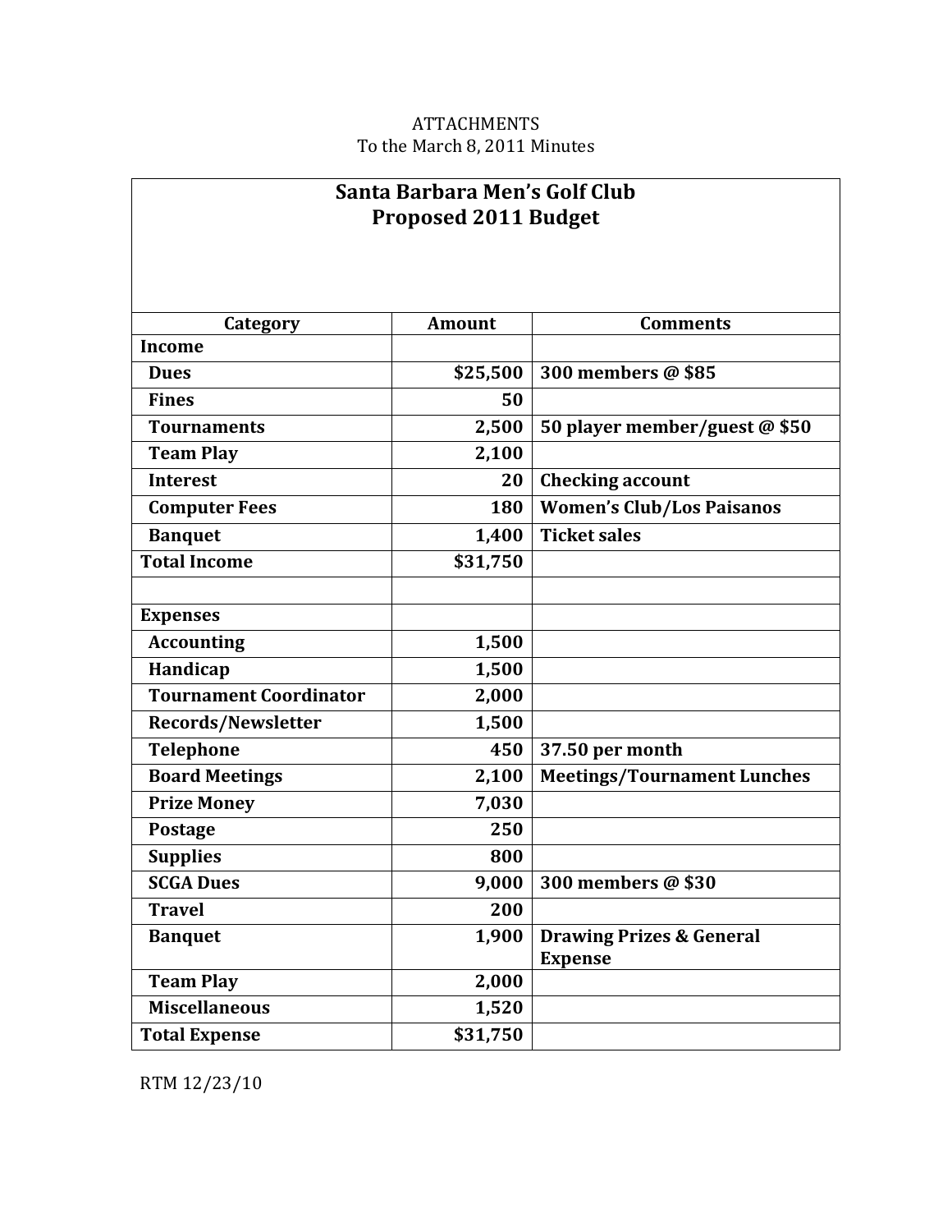ATTACHMENTS
To the March 8, 2011 Minutes

## Santa Barbara Men's Golf Club
## Proposed 2011 Budget

| Category | Amount | Comments |
|---|---|---|
| **Income** | | |
| **Dues** | **$25,500** | **300 members @ $85** |
| **Fines** | **50** | |
| **Tournaments** | **2,500** | **50 player member/guest @ $50** |
| **Team Play** | **2,100** | |
| **Interest** | **20** | **Checking account** |
| **Computer Fees** | **180** | **Women's Club/Los Paisanos** |
| **Banquet** | **1,400** | **Ticket sales** |
| **Total Income** | **$31,750** | |
| | | |
| **Expenses** | | |
| **Accounting** | **1,500** | |
| **Handicap** | **1,500** | |
| **Tournament Coordinator** | **2,000** | |
| **Records/Newsletter** | **1,500** | |
| **Telephone** | **450** | **37.50 per month** |
| **Board Meetings** | **2,100** | **Meetings/Tournament Lunches** |
| **Prize Money** | **7,030** | |
| **Postage** | **250** | |
| **Supplies** | **800** | |
| **SCGA Dues** | **9,000** | **300 members @ $30** |
| **Travel** | **200** | |
| **Banquet** | **1,900** | **Drawing Prizes & General Expense** |
| **Team Play** | **2,000** | |
| **Miscellaneous** | **1,520** | |
| **Total Expense** | **$31,750** | |

RTM 12/23/10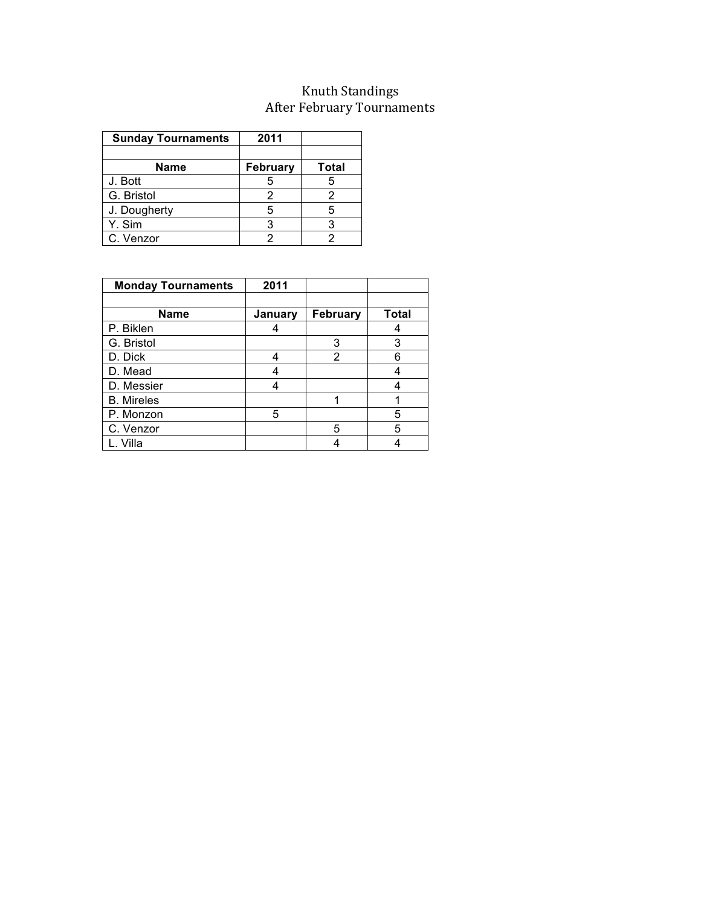# Knuth Standings
## After February Tournaments

| Sunday Tournaments | 2011 | |
|---|---|---|
| | | |
| **Name** | **February** | **Total** |
| J. Bott | 5 | 5 |
| G. Bristol | 2 | 2 |
| J. Dougherty | 5 | 5 |
| Y. Sim | 3 | 3 |
| C. Venzor | 2 | 2 |

| Monday Tournaments | 2011 | | |
|---|---|---|---|
| | | | |
| **Name** | **January** | **February** | **Total** |
| P. Biklen | 4 | | 4 |
| G. Bristol | | 3 | 3 |
| D. Dick | 4 | 2 | 6 |
| D. Mead | 4 | | 4 |
| D. Messier | 4 | | 4 |
| B. Mireles | | 1 | 1 |
| P. Monzon | 5 | | 5 |
| C. Venzor | | 5 | 5 |
| L. Villa | | 4 | 4 |